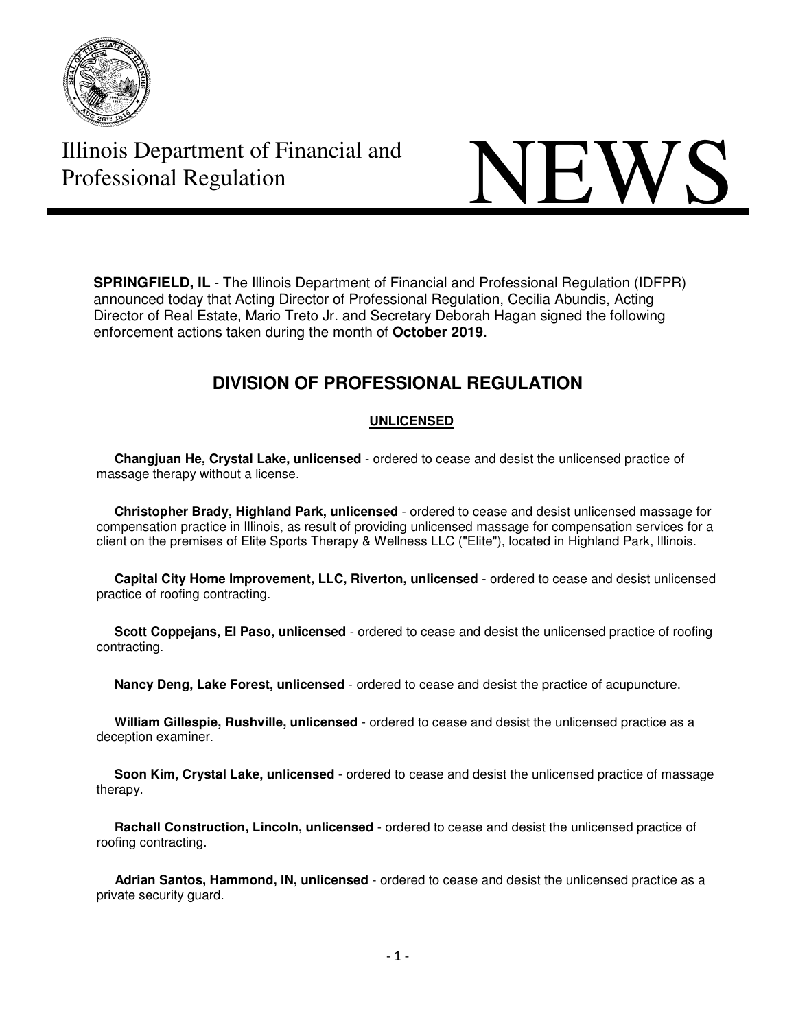Illinois Department of Financial and Professional Regulation

# NEWS

**SPRINGFIELD, IL** - The Illinois Department of Financial and Professional Regulation (IDFPR) announced today that Acting Director of Professional Regulation, Cecilia Abundis, Acting Director of Real Estate, Mario Treto Jr. and Secretary Deborah Hagan signed the following enforcement actions taken during the month of **October 2019.**

## DIVISION OF PROFESSIONAL REGULATION

### UNLICENSED

**Changjuan He, Crystal Lake, unlicensed** - ordered to cease and desist the unlicensed practice of massage therapy without a license.

**Christopher Brady, Highland Park, unlicensed** - ordered to cease and desist unlicensed massage for compensation practice in Illinois, as result of providing unlicensed massage for compensation services for a client on the premises of Elite Sports Therapy & Wellness LLC ("Elite"), located in Highland Park, Illinois.

**Capital City Home Improvement, LLC, Riverton, unlicensed** - ordered to cease and desist unlicensed practice of roofing contracting.

**Scott Coppejans, El Paso, unlicensed** - ordered to cease and desist the unlicensed practice of roofing contracting.

**Nancy Deng, Lake Forest, unlicensed** - ordered to cease and desist the practice of acupuncture.

**William Gillespie, Rushville, unlicensed** - ordered to cease and desist the unlicensed practice as a deception examiner.

**Soon Kim, Crystal Lake, unlicensed** - ordered to cease and desist the unlicensed practice of massage therapy.

**Rachall Construction, Lincoln, unlicensed** - ordered to cease and desist the unlicensed practice of roofing contracting.

**Adrian Santos, Hammond, IN, unlicensed** - ordered to cease and desist the unlicensed practice as a private security guard.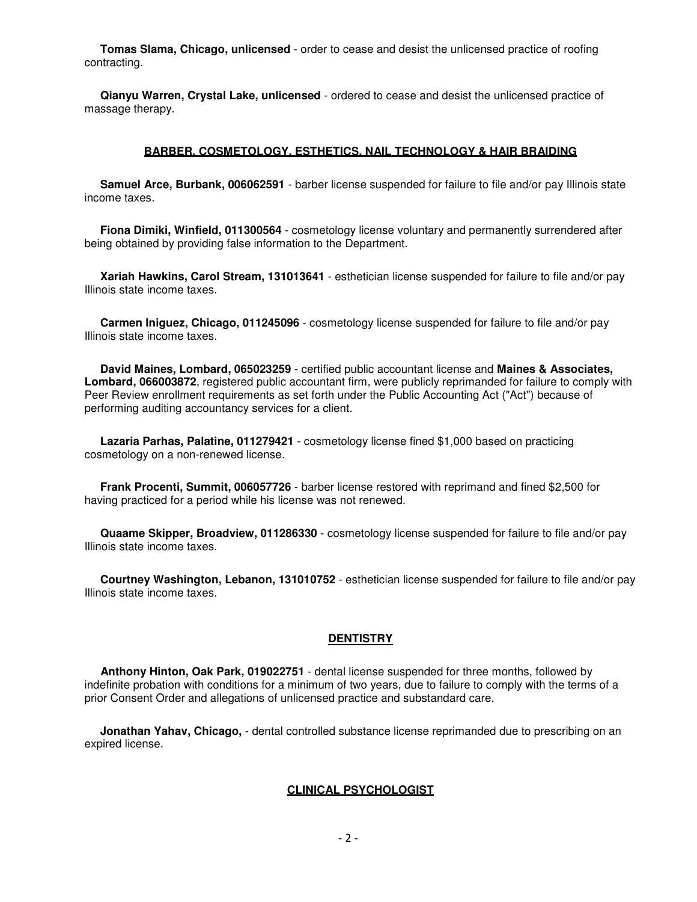**Tomas Slama, Chicago, unlicensed** - order to cease and desist the unlicensed practice of roofing contracting.

**Qianyu Warren, Crystal Lake, unlicensed** - ordered to cease and desist the unlicensed practice of massage therapy.

## BARBER, COSMETOLOGY, ESTHETICS, NAIL TECHNOLOGY & HAIR BRAIDING

**Samuel Arce, Burbank, 006062591** - barber license suspended for failure to file and/or pay Illinois state income taxes.

**Fiona Dimiki, Winfield, 011300564** - cosmetology license voluntary and permanently surrendered after being obtained by providing false information to the Department.

**Xariah Hawkins, Carol Stream, 131013641** - esthetician license suspended for failure to file and/or pay Illinois state income taxes.

**Carmen Iniguez, Chicago, 011245096** - cosmetology license suspended for failure to file and/or pay Illinois state income taxes.

**David Maines, Lombard, 065023259** - certified public accountant license and **Maines & Associates, Lombard, 066003872**, registered public accountant firm, were publicly reprimanded for failure to comply with Peer Review enrollment requirements as set forth under the Public Accounting Act ("Act") because of performing auditing accountancy services for a client.

**Lazaria Parhas, Palatine, 011279421** - cosmetology license fined $1,000 based on practicing cosmetology on a non-renewed license.

**Frank Procenti, Summit, 006057726** - barber license restored with reprimand and fined $2,500 for having practiced for a period while his license was not renewed.

**Quaame Skipper, Broadview, 011286330** - cosmetology license suspended for failure to file and/or pay Illinois state income taxes.

**Courtney Washington, Lebanon, 131010752** - esthetician license suspended for failure to file and/or pay Illinois state income taxes.

## DENTISTRY

**Anthony Hinton, Oak Park, 019022751** - dental license suspended for three months, followed by indefinite probation with conditions for a minimum of two years, due to failure to comply with the terms of a prior Consent Order and allegations of unlicensed practice and substandard care.

**Jonathan Yahav, Chicago,** - dental controlled substance license reprimanded due to prescribing on an expired license.

## CLINICAL PSYCHOLOGIST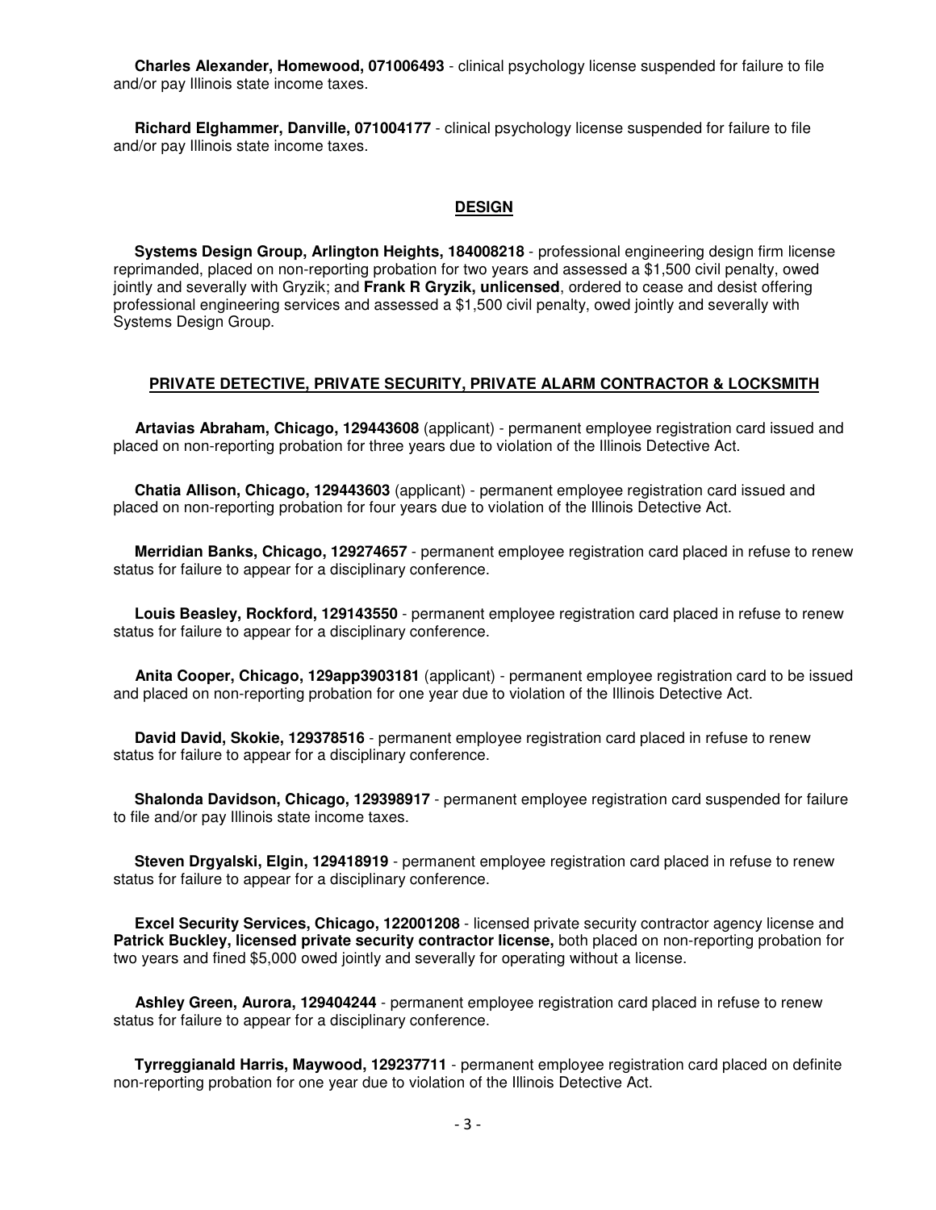**Charles Alexander, Homewood, 071006493** - clinical psychology license suspended for failure to file and/or pay Illinois state income taxes.

**Richard Elghammer, Danville, 071004177** - clinical psychology license suspended for failure to file and/or pay Illinois state income taxes.

## DESIGN

**Systems Design Group, Arlington Heights, 184008218** - professional engineering design firm license reprimanded, placed on non-reporting probation for two years and assessed a $1,500 civil penalty, owed jointly and severally with Gryzik; and **Frank R Gryzik, unlicensed**, ordered to cease and desist offering professional engineering services and assessed a $1,500 civil penalty, owed jointly and severally with Systems Design Group.

## PRIVATE DETECTIVE, PRIVATE SECURITY, PRIVATE ALARM CONTRACTOR & LOCKSMITH

**Artavias Abraham, Chicago, 129443608** (applicant) - permanent employee registration card issued and placed on non-reporting probation for three years due to violation of the Illinois Detective Act.

**Chatia Allison, Chicago, 129443603** (applicant) - permanent employee registration card issued and placed on non-reporting probation for four years due to violation of the Illinois Detective Act.

**Merridian Banks, Chicago, 129274657** - permanent employee registration card placed in refuse to renew status for failure to appear for a disciplinary conference.

**Louis Beasley, Rockford, 129143550** - permanent employee registration card placed in refuse to renew status for failure to appear for a disciplinary conference.

**Anita Cooper, Chicago, 129app3903181** (applicant) - permanent employee registration card to be issued and placed on non-reporting probation for one year due to violation of the Illinois Detective Act.

**David David, Skokie, 129378516** - permanent employee registration card placed in refuse to renew status for failure to appear for a disciplinary conference.

**Shalonda Davidson, Chicago, 129398917** - permanent employee registration card suspended for failure to file and/or pay Illinois state income taxes.

**Steven Drgyalski, Elgin, 129418919** - permanent employee registration card placed in refuse to renew status for failure to appear for a disciplinary conference.

**Excel Security Services, Chicago, 122001208** - licensed private security contractor agency license and **Patrick Buckley, licensed private security contractor license,** both placed on non-reporting probation for two years and fined $5,000 owed jointly and severally for operating without a license.

**Ashley Green, Aurora, 129404244** - permanent employee registration card placed in refuse to renew status for failure to appear for a disciplinary conference.

**Tyrreggianald Harris, Maywood, 129237711** - permanent employee registration card placed on definite non-reporting probation for one year due to violation of the Illinois Detective Act.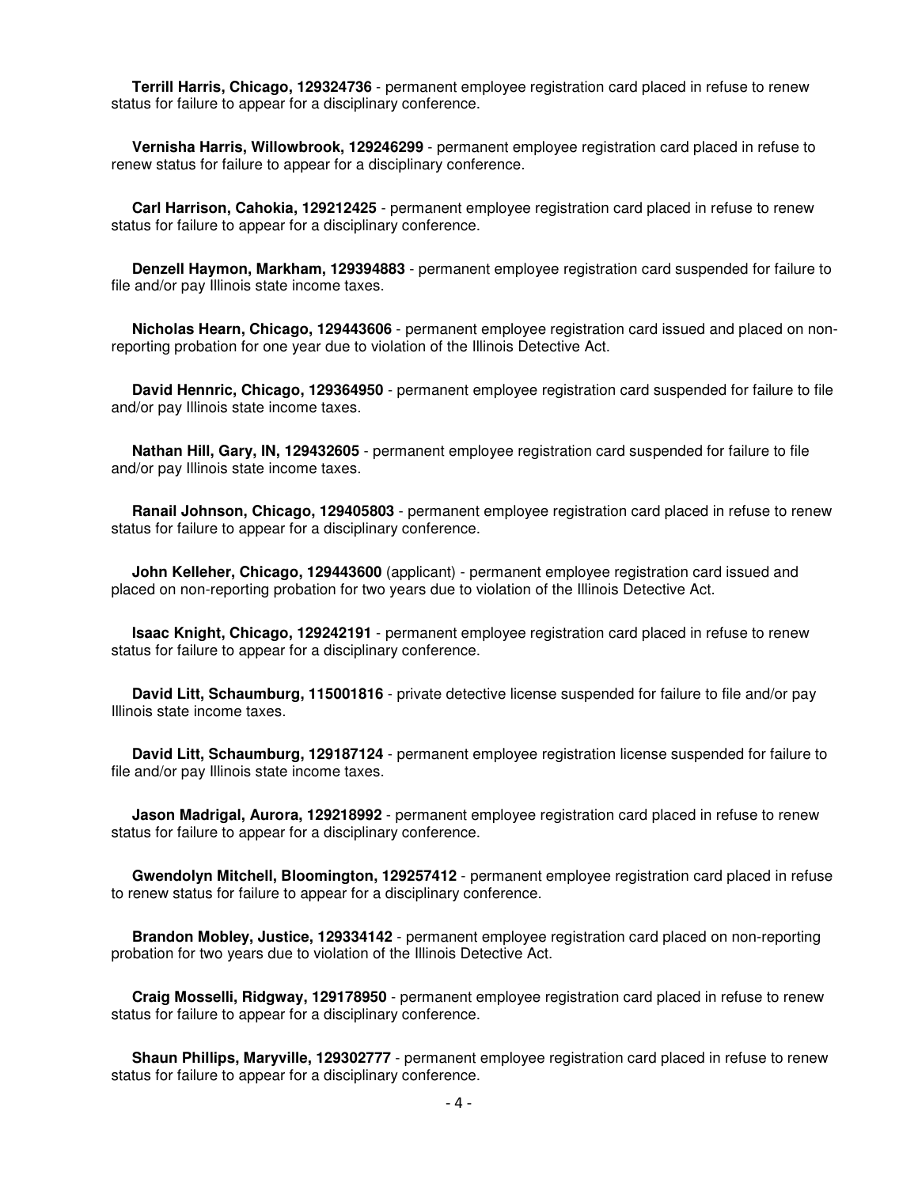**Terrill Harris, Chicago, 129324736** - permanent employee registration card placed in refuse to renew status for failure to appear for a disciplinary conference.

**Vernisha Harris, Willowbrook, 129246299** - permanent employee registration card placed in refuse to renew status for failure to appear for a disciplinary conference.

**Carl Harrison, Cahokia, 129212425** - permanent employee registration card placed in refuse to renew status for failure to appear for a disciplinary conference.

**Denzell Haymon, Markham, 129394883** - permanent employee registration card suspended for failure to file and/or pay Illinois state income taxes.

**Nicholas Hearn, Chicago, 129443606** - permanent employee registration card issued and placed on non-reporting probation for one year due to violation of the Illinois Detective Act.

**David Hennric, Chicago, 129364950** - permanent employee registration card suspended for failure to file and/or pay Illinois state income taxes.

**Nathan Hill, Gary, IN, 129432605** - permanent employee registration card suspended for failure to file and/or pay Illinois state income taxes.

**Ranail Johnson, Chicago, 129405803** - permanent employee registration card placed in refuse to renew status for failure to appear for a disciplinary conference.

**John Kelleher, Chicago, 129443600** (applicant) - permanent employee registration card issued and placed on non-reporting probation for two years due to violation of the Illinois Detective Act.

**Isaac Knight, Chicago, 129242191** - permanent employee registration card placed in refuse to renew status for failure to appear for a disciplinary conference.

**David Litt, Schaumburg, 115001816** - private detective license suspended for failure to file and/or pay Illinois state income taxes.

**David Litt, Schaumburg, 129187124** - permanent employee registration license suspended for failure to file and/or pay Illinois state income taxes.

**Jason Madrigal, Aurora, 129218992** - permanent employee registration card placed in refuse to renew status for failure to appear for a disciplinary conference.

**Gwendolyn Mitchell, Bloomington, 129257412** - permanent employee registration card placed in refuse to renew status for failure to appear for a disciplinary conference.

**Brandon Mobley, Justice, 129334142** - permanent employee registration card placed on non-reporting probation for two years due to violation of the Illinois Detective Act.

**Craig Mosselli, Ridgway, 129178950** - permanent employee registration card placed in refuse to renew status for failure to appear for a disciplinary conference.

**Shaun Phillips, Maryville, 129302777** - permanent employee registration card placed in refuse to renew status for failure to appear for a disciplinary conference.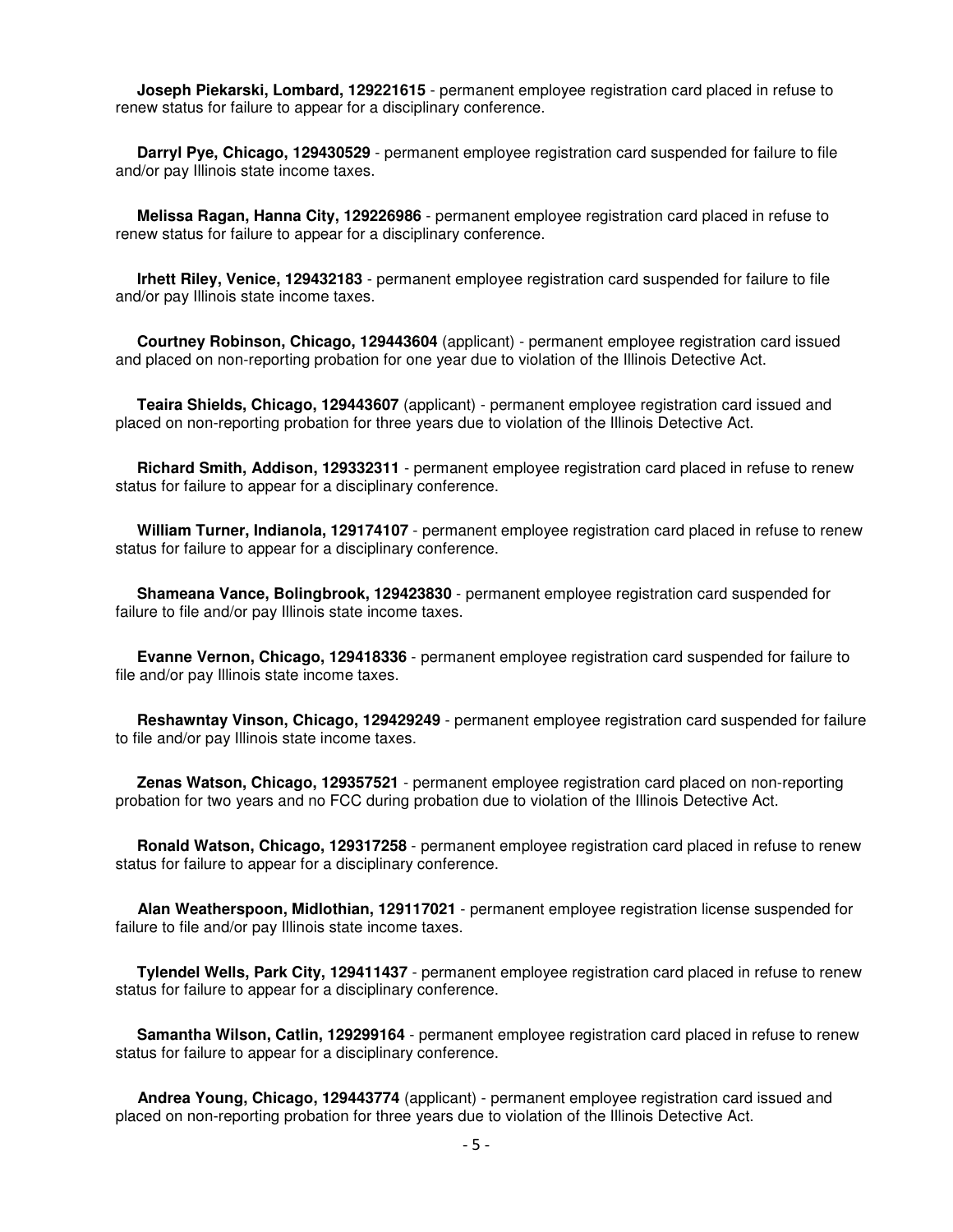**Joseph Piekarski, Lombard, 129221615** - permanent employee registration card placed in refuse to renew status for failure to appear for a disciplinary conference.

**Darryl Pye, Chicago, 129430529** - permanent employee registration card suspended for failure to file and/or pay Illinois state income taxes.

**Melissa Ragan, Hanna City, 129226986** - permanent employee registration card placed in refuse to renew status for failure to appear for a disciplinary conference.

**Irhett Riley, Venice, 129432183** - permanent employee registration card suspended for failure to file and/or pay Illinois state income taxes.

**Courtney Robinson, Chicago, 129443604** (applicant) - permanent employee registration card issued and placed on non-reporting probation for one year due to violation of the Illinois Detective Act.

**Teaira Shields, Chicago, 129443607** (applicant) - permanent employee registration card issued and placed on non-reporting probation for three years due to violation of the Illinois Detective Act.

**Richard Smith, Addison, 129332311** - permanent employee registration card placed in refuse to renew status for failure to appear for a disciplinary conference.

**William Turner, Indianola, 129174107** - permanent employee registration card placed in refuse to renew status for failure to appear for a disciplinary conference.

**Shameana Vance, Bolingbrook, 129423830** - permanent employee registration card suspended for failure to file and/or pay Illinois state income taxes.

**Evanne Vernon, Chicago, 129418336** - permanent employee registration card suspended for failure to file and/or pay Illinois state income taxes.

**Reshawntay Vinson, Chicago, 129429249** - permanent employee registration card suspended for failure to file and/or pay Illinois state income taxes.

**Zenas Watson, Chicago, 129357521** - permanent employee registration card placed on non-reporting probation for two years and no FCC during probation due to violation of the Illinois Detective Act.

**Ronald Watson, Chicago, 129317258** - permanent employee registration card placed in refuse to renew status for failure to appear for a disciplinary conference.

**Alan Weatherspoon, Midlothian, 129117021** - permanent employee registration license suspended for failure to file and/or pay Illinois state income taxes.

**Tylendel Wells, Park City, 129411437** - permanent employee registration card placed in refuse to renew status for failure to appear for a disciplinary conference.

**Samantha Wilson, Catlin, 129299164** - permanent employee registration card placed in refuse to renew status for failure to appear for a disciplinary conference.

**Andrea Young, Chicago, 129443774** (applicant) - permanent employee registration card issued and placed on non-reporting probation for three years due to violation of the Illinois Detective Act.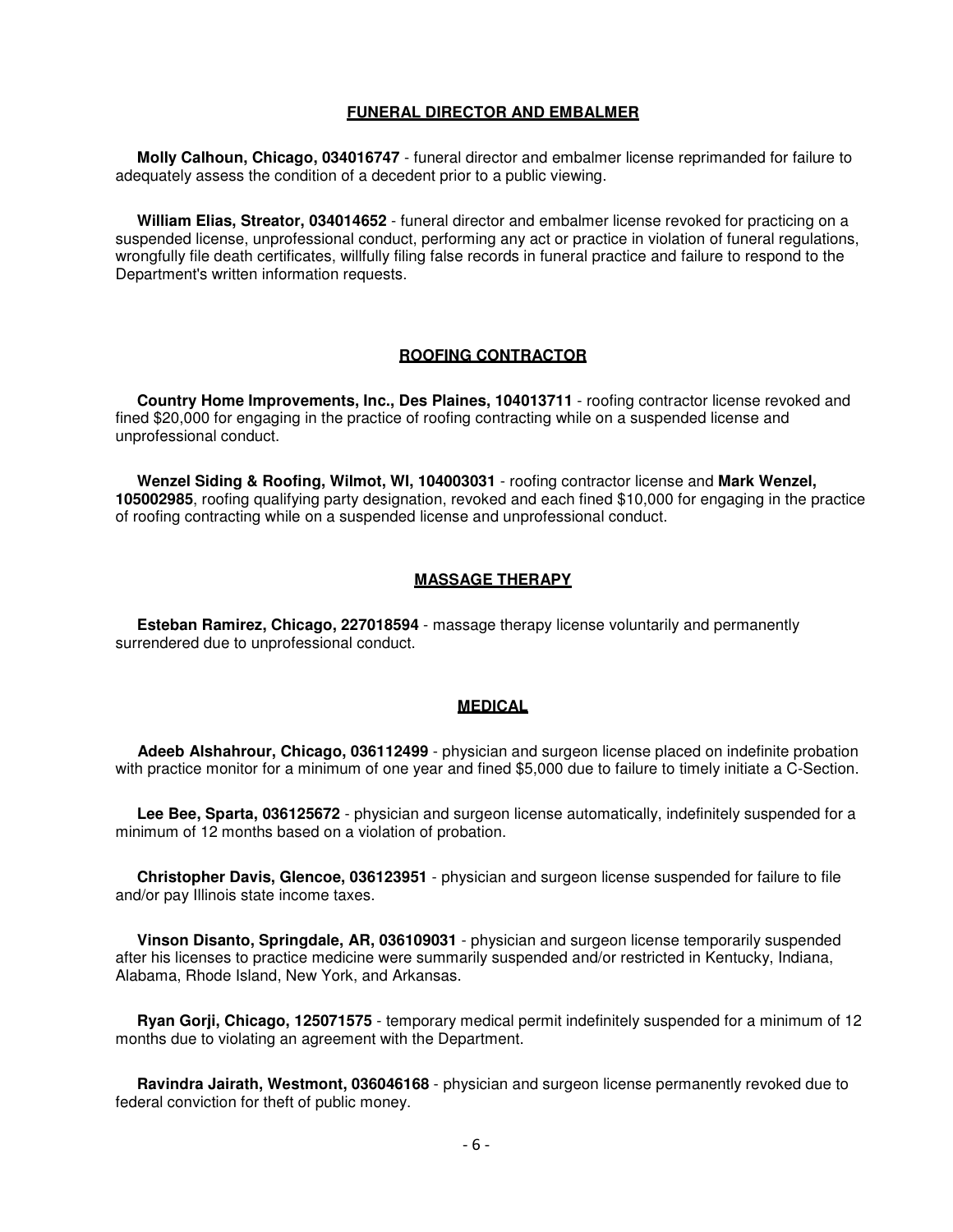## FUNERAL DIRECTOR AND EMBALMER

**Molly Calhoun, Chicago, 034016747** - funeral director and embalmer license reprimanded for failure to adequately assess the condition of a decedent prior to a public viewing.

**William Elias, Streator, 034014652** - funeral director and embalmer license revoked for practicing on a suspended license, unprofessional conduct, performing any act or practice in violation of funeral regulations, wrongfully file death certificates, willfully filing false records in funeral practice and failure to respond to the Department's written information requests.

## ROOFING CONTRACTOR

**Country Home Improvements, Inc., Des Plaines, 104013711** - roofing contractor license revoked and fined $20,000 for engaging in the practice of roofing contracting while on a suspended license and unprofessional conduct.

**Wenzel Siding & Roofing, Wilmot, WI, 104003031** - roofing contractor license and **Mark Wenzel, 105002985**, roofing qualifying party designation, revoked and each fined $10,000 for engaging in the practice of roofing contracting while on a suspended license and unprofessional conduct.

## MASSAGE THERAPY

**Esteban Ramirez, Chicago, 227018594** - massage therapy license voluntarily and permanently surrendered due to unprofessional conduct.

## MEDICAL

**Adeeb Alshahrour, Chicago, 036112499** - physician and surgeon license placed on indefinite probation with practice monitor for a minimum of one year and fined $5,000 due to failure to timely initiate a C-Section.

**Lee Bee, Sparta, 036125672** - physician and surgeon license automatically, indefinitely suspended for a minimum of 12 months based on a violation of probation.

**Christopher Davis, Glencoe, 036123951** - physician and surgeon license suspended for failure to file and/or pay Illinois state income taxes.

**Vinson Disanto, Springdale, AR, 036109031** - physician and surgeon license temporarily suspended after his licenses to practice medicine were summarily suspended and/or restricted in Kentucky, Indiana, Alabama, Rhode Island, New York, and Arkansas.

**Ryan Gorji, Chicago, 125071575** - temporary medical permit indefinitely suspended for a minimum of 12 months due to violating an agreement with the Department.

**Ravindra Jairath, Westmont, 036046168** - physician and surgeon license permanently revoked due to federal conviction for theft of public money.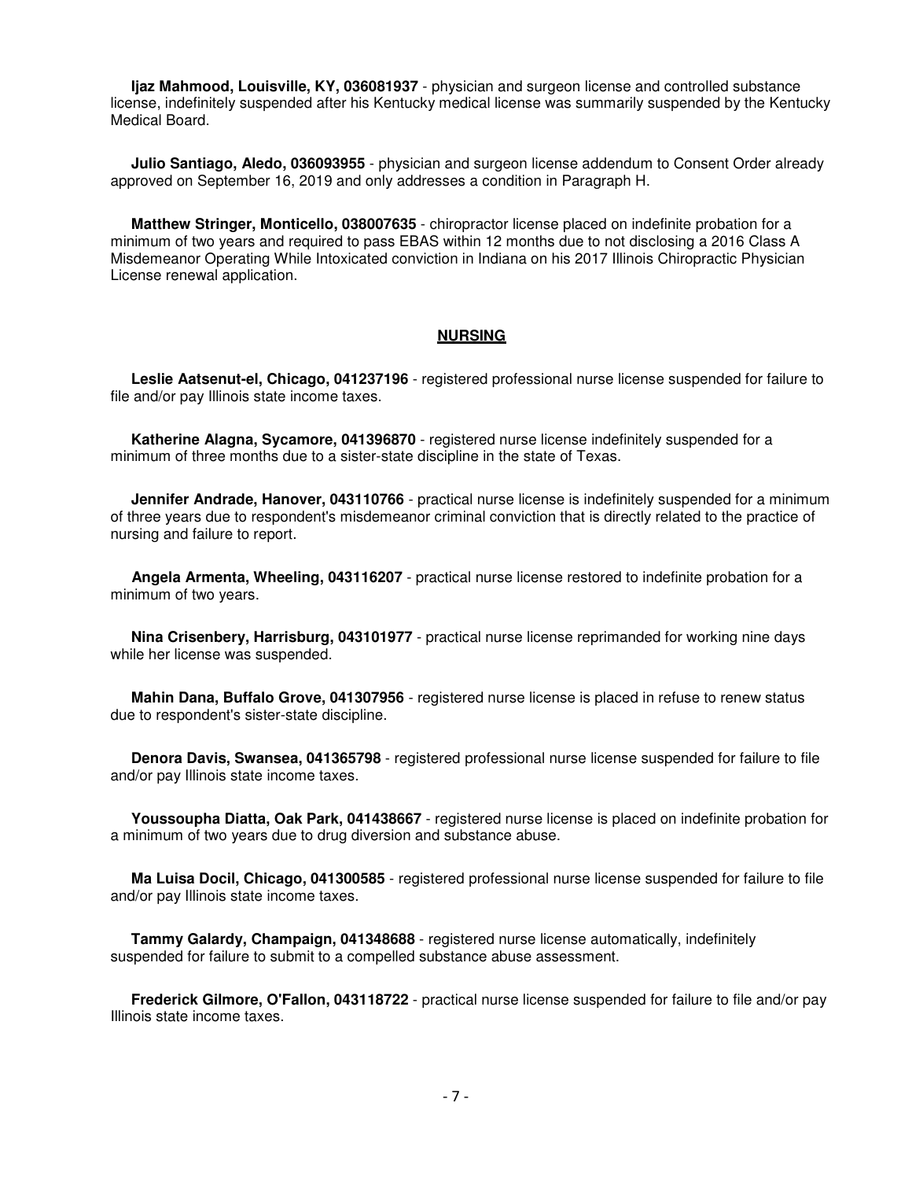**Ijaz Mahmood, Louisville, KY, 036081937** - physician and surgeon license and controlled substance license, indefinitely suspended after his Kentucky medical license was summarily suspended by the Kentucky Medical Board.

**Julio Santiago, Aledo, 036093955** - physician and surgeon license addendum to Consent Order already approved on September 16, 2019 and only addresses a condition in Paragraph H.

**Matthew Stringer, Monticello, 038007635** - chiropractor license placed on indefinite probation for a minimum of two years and required to pass EBAS within 12 months due to not disclosing a 2016 Class A Misdemeanor Operating While Intoxicated conviction in Indiana on his 2017 Illinois Chiropractic Physician License renewal application.

## NURSING

**Leslie Aatsenut-el, Chicago, 041237196** - registered professional nurse license suspended for failure to file and/or pay Illinois state income taxes.

**Katherine Alagna, Sycamore, 041396870** - registered nurse license indefinitely suspended for a minimum of three months due to a sister-state discipline in the state of Texas.

**Jennifer Andrade, Hanover, 043110766** - practical nurse license is indefinitely suspended for a minimum of three years due to respondent's misdemeanor criminal conviction that is directly related to the practice of nursing and failure to report.

**Angela Armenta, Wheeling, 043116207** - practical nurse license restored to indefinite probation for a minimum of two years.

**Nina Crisenbery, Harrisburg, 043101977** - practical nurse license reprimanded for working nine days while her license was suspended.

**Mahin Dana, Buffalo Grove, 041307956** - registered nurse license is placed in refuse to renew status due to respondent's sister-state discipline.

**Denora Davis, Swansea, 041365798** - registered professional nurse license suspended for failure to file and/or pay Illinois state income taxes.

**Youssoupha Diatta, Oak Park, 041438667** - registered nurse license is placed on indefinite probation for a minimum of two years due to drug diversion and substance abuse.

**Ma Luisa Docil, Chicago, 041300585** - registered professional nurse license suspended for failure to file and/or pay Illinois state income taxes.

**Tammy Galardy, Champaign, 041348688** - registered nurse license automatically, indefinitely suspended for failure to submit to a compelled substance abuse assessment.

**Frederick Gilmore, O'Fallon, 043118722** - practical nurse license suspended for failure to file and/or pay Illinois state income taxes.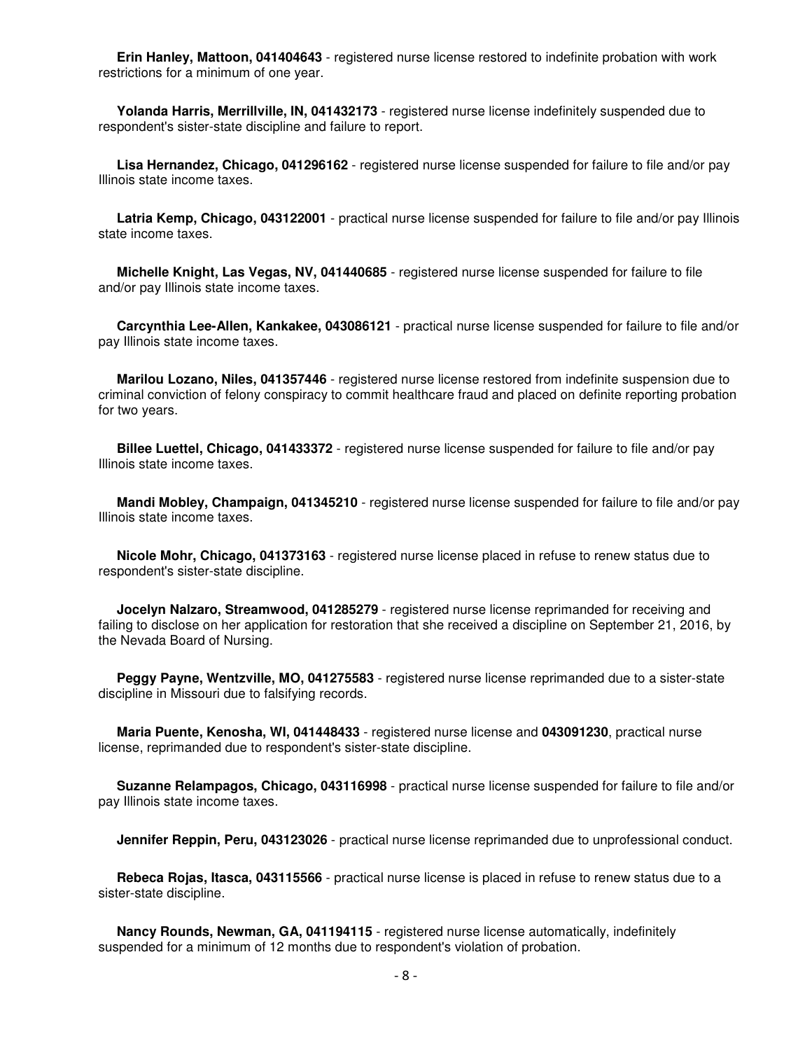**Erin Hanley, Mattoon, 041404643** - registered nurse license restored to indefinite probation with work restrictions for a minimum of one year.

**Yolanda Harris, Merrillville, IN, 041432173** - registered nurse license indefinitely suspended due to respondent's sister-state discipline and failure to report.

**Lisa Hernandez, Chicago, 041296162** - registered nurse license suspended for failure to file and/or pay Illinois state income taxes.

**Latria Kemp, Chicago, 043122001** - practical nurse license suspended for failure to file and/or pay Illinois state income taxes.

**Michelle Knight, Las Vegas, NV, 041440685** - registered nurse license suspended for failure to file and/or pay Illinois state income taxes.

**Carcynthia Lee-Allen, Kankakee, 043086121** - practical nurse license suspended for failure to file and/or pay Illinois state income taxes.

**Marilou Lozano, Niles, 041357446** - registered nurse license restored from indefinite suspension due to criminal conviction of felony conspiracy to commit healthcare fraud and placed on definite reporting probation for two years.

**Billee Luettel, Chicago, 041433372** - registered nurse license suspended for failure to file and/or pay Illinois state income taxes.

**Mandi Mobley, Champaign, 041345210** - registered nurse license suspended for failure to file and/or pay Illinois state income taxes.

**Nicole Mohr, Chicago, 041373163** - registered nurse license placed in refuse to renew status due to respondent's sister-state discipline.

**Jocelyn Nalzaro, Streamwood, 041285279** - registered nurse license reprimanded for receiving and failing to disclose on her application for restoration that she received a discipline on September 21, 2016, by the Nevada Board of Nursing.

**Peggy Payne, Wentzville, MO, 041275583** - registered nurse license reprimanded due to a sister-state discipline in Missouri due to falsifying records.

**Maria Puente, Kenosha, WI, 041448433** - registered nurse license and **043091230**, practical nurse license, reprimanded due to respondent's sister-state discipline.

**Suzanne Relampagos, Chicago, 043116998** - practical nurse license suspended for failure to file and/or pay Illinois state income taxes.

**Jennifer Reppin, Peru, 043123026** - practical nurse license reprimanded due to unprofessional conduct.

**Rebeca Rojas, Itasca, 043115566** - practical nurse license is placed in refuse to renew status due to a sister-state discipline.

**Nancy Rounds, Newman, GA, 041194115** - registered nurse license automatically, indefinitely suspended for a minimum of 12 months due to respondent's violation of probation.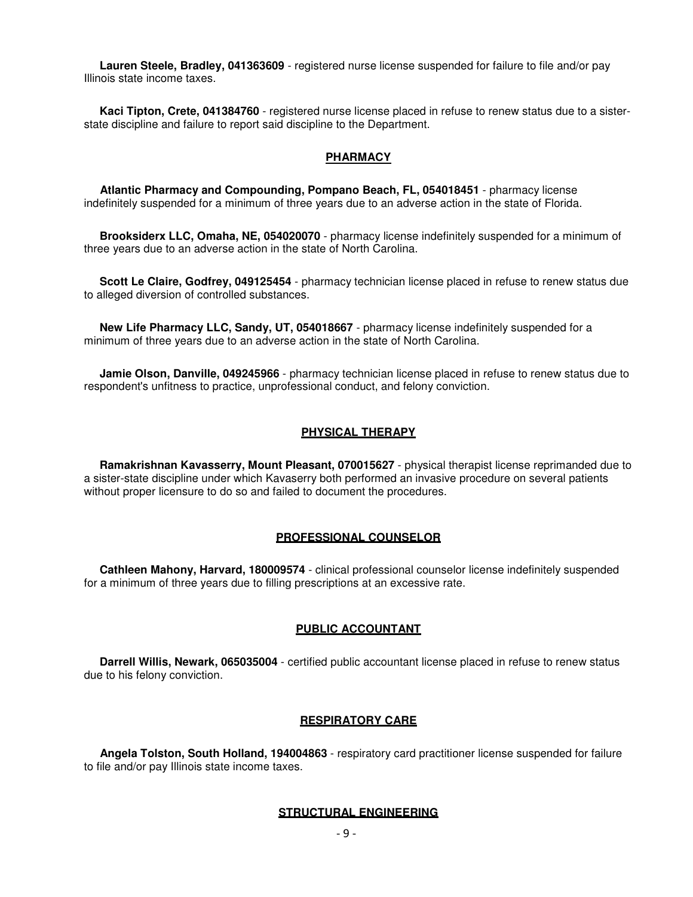**Lauren Steele, Bradley, 041363609** - registered nurse license suspended for failure to file and/or pay Illinois state income taxes.

**Kaci Tipton, Crete, 041384760** - registered nurse license placed in refuse to renew status due to a sister-state discipline and failure to report said discipline to the Department.

## PHARMACY

**Atlantic Pharmacy and Compounding, Pompano Beach, FL, 054018451** - pharmacy license indefinitely suspended for a minimum of three years due to an adverse action in the state of Florida.

**Brooksiderx LLC, Omaha, NE, 054020070** - pharmacy license indefinitely suspended for a minimum of three years due to an adverse action in the state of North Carolina.

**Scott Le Claire, Godfrey, 049125454** - pharmacy technician license placed in refuse to renew status due to alleged diversion of controlled substances.

**New Life Pharmacy LLC, Sandy, UT, 054018667** - pharmacy license indefinitely suspended for a minimum of three years due to an adverse action in the state of North Carolina.

**Jamie Olson, Danville, 049245966** - pharmacy technician license placed in refuse to renew status due to respondent's unfitness to practice, unprofessional conduct, and felony conviction.

## PHYSICAL THERAPY

**Ramakrishnan Kavasserry, Mount Pleasant, 070015627** - physical therapist license reprimanded due to a sister-state discipline under which Kavaserry both performed an invasive procedure on several patients without proper licensure to do so and failed to document the procedures.

## PROFESSIONAL COUNSELOR

**Cathleen Mahony, Harvard, 180009574** - clinical professional counselor license indefinitely suspended for a minimum of three years due to filling prescriptions at an excessive rate.

## PUBLIC ACCOUNTANT

**Darrell Willis, Newark, 065035004** - certified public accountant license placed in refuse to renew status due to his felony conviction.

## RESPIRATORY CARE

**Angela Tolston, South Holland, 194004863** - respiratory card practitioner license suspended for failure to file and/or pay Illinois state income taxes.

## STRUCTURAL ENGINEERING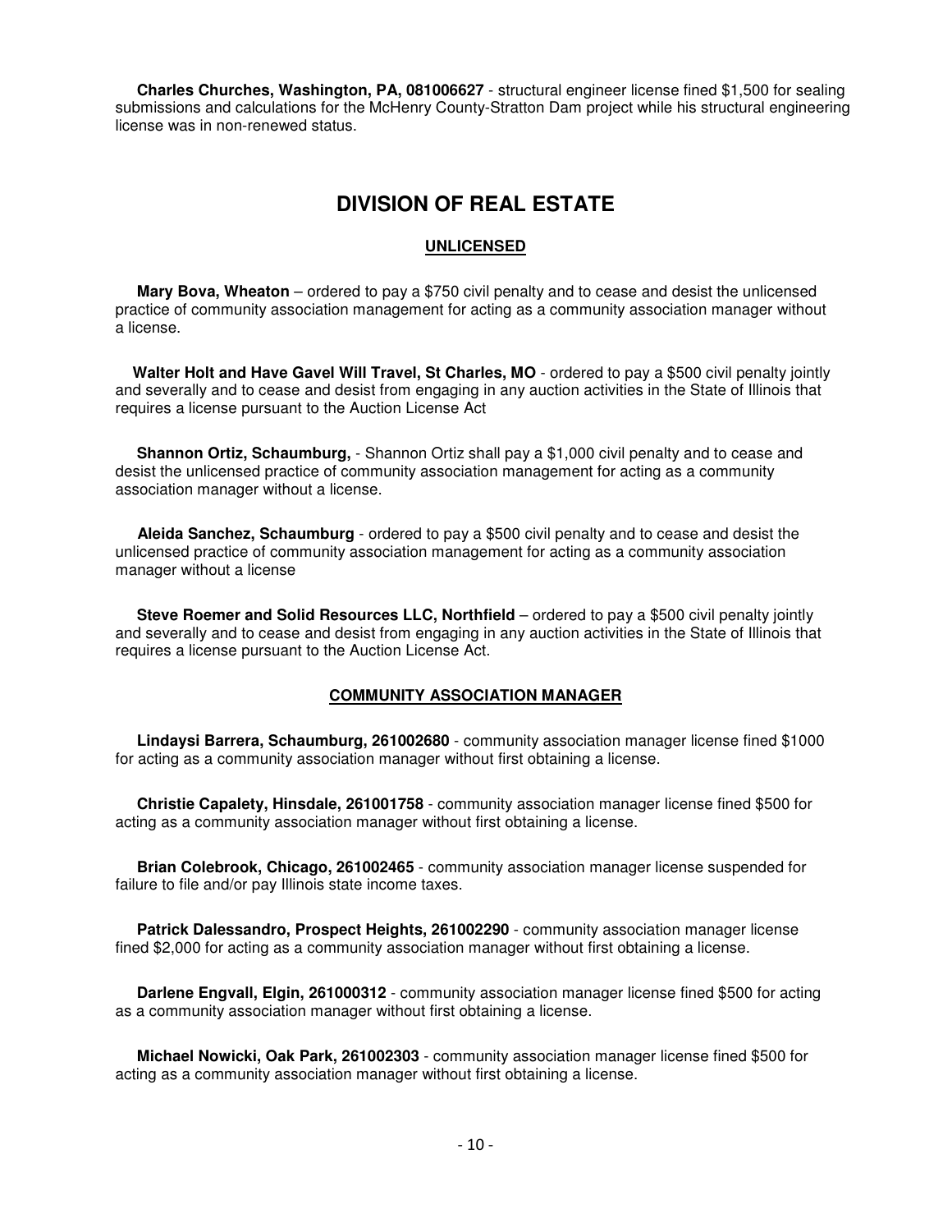**Charles Churches, Washington, PA, 081006627** - structural engineer license fined $1,500 for sealing submissions and calculations for the McHenry County-Stratton Dam project while his structural engineering license was in non-renewed status.

# DIVISION OF REAL ESTATE

## UNLICENSED

**Mary Bova, Wheaton** – ordered to pay a $750 civil penalty and to cease and desist the unlicensed practice of community association management for acting as a community association manager without a license.

**Walter Holt and Have Gavel Will Travel, St Charles, MO** - ordered to pay a $500 civil penalty jointly and severally and to cease and desist from engaging in any auction activities in the State of Illinois that requires a license pursuant to the Auction License Act

**Shannon Ortiz, Schaumburg,** - Shannon Ortiz shall pay a $1,000 civil penalty and to cease and desist the unlicensed practice of community association management for acting as a community association manager without a license.

**Aleida Sanchez, Schaumburg** - ordered to pay a $500 civil penalty and to cease and desist the unlicensed practice of community association management for acting as a community association manager without a license

**Steve Roemer and Solid Resources LLC, Northfield** – ordered to pay a $500 civil penalty jointly and severally and to cease and desist from engaging in any auction activities in the State of Illinois that requires a license pursuant to the Auction License Act.

## COMMUNITY ASSOCIATION MANAGER

**Lindaysi Barrera, Schaumburg, 261002680** - community association manager license fined $1000 for acting as a community association manager without first obtaining a license.

**Christie Capalety, Hinsdale, 261001758** - community association manager license fined $500 for acting as a community association manager without first obtaining a license.

**Brian Colebrook, Chicago, 261002465** - community association manager license suspended for failure to file and/or pay Illinois state income taxes.

**Patrick Dalessandro, Prospect Heights, 261002290** - community association manager license fined $2,000 for acting as a community association manager without first obtaining a license.

**Darlene Engvall, Elgin, 261000312** - community association manager license fined $500 for acting as a community association manager without first obtaining a license.

**Michael Nowicki, Oak Park, 261002303** - community association manager license fined $500 for acting as a community association manager without first obtaining a license.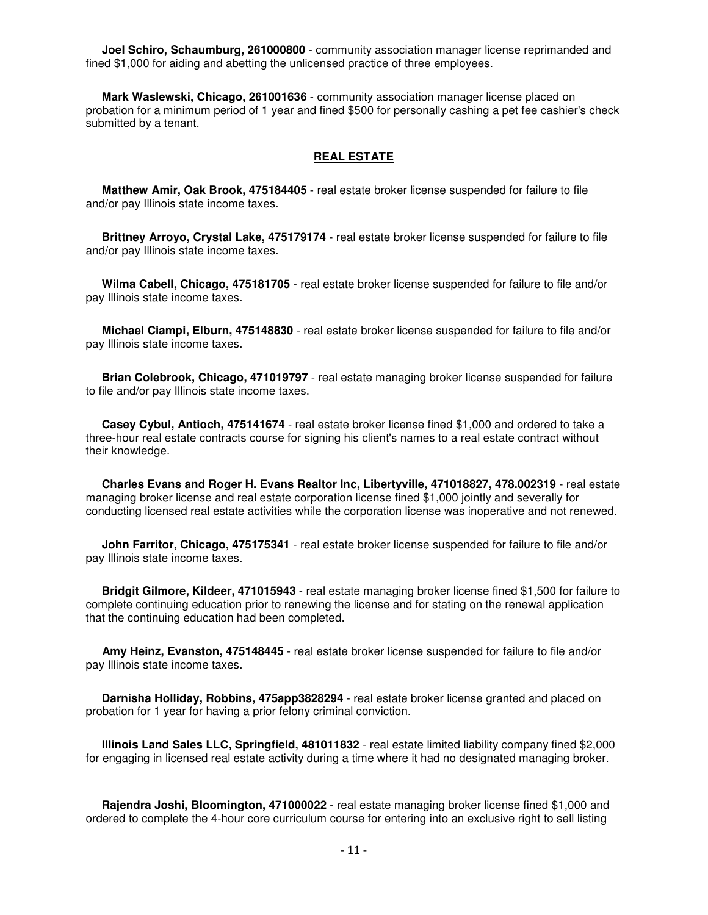**Joel Schiro, Schaumburg, 261000800** - community association manager license reprimanded and fined $1,000 for aiding and abetting the unlicensed practice of three employees.

**Mark Waslewski, Chicago, 261001636** - community association manager license placed on probation for a minimum period of 1 year and fined $500 for personally cashing a pet fee cashier's check submitted by a tenant.

## REAL ESTATE

**Matthew Amir, Oak Brook, 475184405** - real estate broker license suspended for failure to file and/or pay Illinois state income taxes.

**Brittney Arroyo, Crystal Lake, 475179174** - real estate broker license suspended for failure to file and/or pay Illinois state income taxes.

**Wilma Cabell, Chicago, 475181705** - real estate broker license suspended for failure to file and/or pay Illinois state income taxes.

**Michael Ciampi, Elburn, 475148830** - real estate broker license suspended for failure to file and/or pay Illinois state income taxes.

**Brian Colebrook, Chicago, 471019797** - real estate managing broker license suspended for failure to file and/or pay Illinois state income taxes.

**Casey Cybul, Antioch, 475141674** - real estate broker license fined $1,000 and ordered to take a three-hour real estate contracts course for signing his client's names to a real estate contract without their knowledge.

**Charles Evans and Roger H. Evans Realtor Inc, Libertyville, 471018827, 478.002319** - real estate managing broker license and real estate corporation license fined $1,000 jointly and severally for conducting licensed real estate activities while the corporation license was inoperative and not renewed.

**John Farritor, Chicago, 475175341** - real estate broker license suspended for failure to file and/or pay Illinois state income taxes.

**Bridgit Gilmore, Kildeer, 471015943** - real estate managing broker license fined $1,500 for failure to complete continuing education prior to renewing the license and for stating on the renewal application that the continuing education had been completed.

**Amy Heinz, Evanston, 475148445** - real estate broker license suspended for failure to file and/or pay Illinois state income taxes.

**Darnisha Holliday, Robbins, 475app3828294** - real estate broker license granted and placed on probation for 1 year for having a prior felony criminal conviction.

**Illinois Land Sales LLC, Springfield, 481011832** - real estate limited liability company fined $2,000 for engaging in licensed real estate activity during a time where it had no designated managing broker.

**Rajendra Joshi, Bloomington, 471000022** - real estate managing broker license fined $1,000 and ordered to complete the 4-hour core curriculum course for entering into an exclusive right to sell listing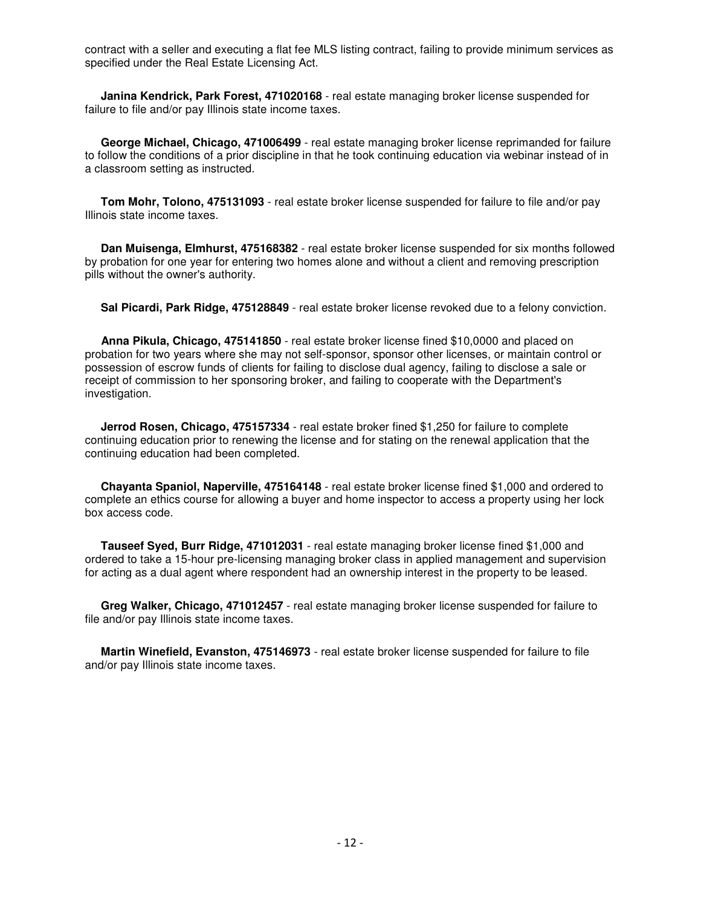contract with a seller and executing a flat fee MLS listing contract, failing to provide minimum services as specified under the Real Estate Licensing Act.

**Janina Kendrick, Park Forest, 471020168** - real estate managing broker license suspended for failure to file and/or pay Illinois state income taxes.

**George Michael, Chicago, 471006499** - real estate managing broker license reprimanded for failure to follow the conditions of a prior discipline in that he took continuing education via webinar instead of in a classroom setting as instructed.

**Tom Mohr, Tolono, 475131093** - real estate broker license suspended for failure to file and/or pay Illinois state income taxes.

**Dan Muisenga, Elmhurst, 475168382** - real estate broker license suspended for six months followed by probation for one year for entering two homes alone and without a client and removing prescription pills without the owner's authority.

**Sal Picardi, Park Ridge, 475128849** - real estate broker license revoked due to a felony conviction.

**Anna Pikula, Chicago, 475141850** - real estate broker license fined $10,0000 and placed on probation for two years where she may not self-sponsor, sponsor other licenses, or maintain control or possession of escrow funds of clients for failing to disclose dual agency, failing to disclose a sale or receipt of commission to her sponsoring broker, and failing to cooperate with the Department's investigation.

**Jerrod Rosen, Chicago, 475157334** - real estate broker fined $1,250 for failure to complete continuing education prior to renewing the license and for stating on the renewal application that the continuing education had been completed.

**Chayanta Spaniol, Naperville, 475164148** - real estate broker license fined $1,000 and ordered to complete an ethics course for allowing a buyer and home inspector to access a property using her lock box access code.

**Tauseef Syed, Burr Ridge, 471012031** - real estate managing broker license fined $1,000 and ordered to take a 15-hour pre-licensing managing broker class in applied management and supervision for acting as a dual agent where respondent had an ownership interest in the property to be leased.

**Greg Walker, Chicago, 471012457** - real estate managing broker license suspended for failure to file and/or pay Illinois state income taxes.

**Martin Winefield, Evanston, 475146973** - real estate broker license suspended for failure to file and/or pay Illinois state income taxes.